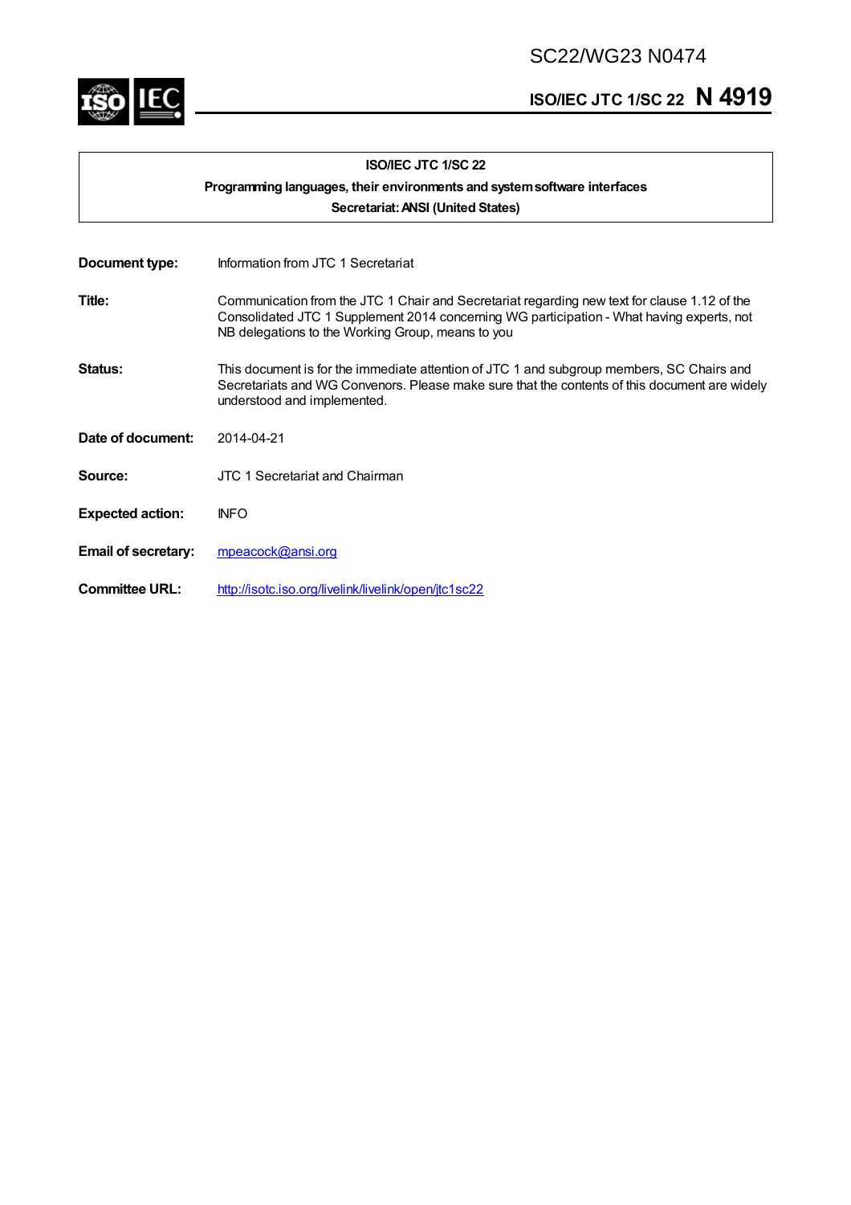SC22/WG23 N0474

**ISO/IEC JTC 1/SC 22 N 4919**

**ISO/IEC JTC 1/SC 22**
**Programming languages, their environments and system software interfaces**
**Secretariat: ANSI (United States)**

| | |
|---|---|
| **Document type:** | Information from JTC 1 Secretariat |
| **Title:** | Communication from the JTC 1 Chair and Secretariat regarding new text for clause 1.12 of the Consolidated JTC 1 Supplement 2014 concerning WG participation - What having experts, not NB delegations to the Working Group, means to you |
| **Status:** | This document is for the immediate attention of JTC 1 and subgroup members, SC Chairs and Secretariats and WG Convenors. Please make sure that the contents of this document are widely understood and implemented. |
| **Date of document:** | 2014-04-21 |
| **Source:** | JTC 1 Secretariat and Chairman |
| **Expected action:** | INFO |
| **Email of secretary:** | mpeacock@ansi.org |
| **Committee URL:** | http://isotc.iso.org/livelink/livelink/open/jtc1sc22 |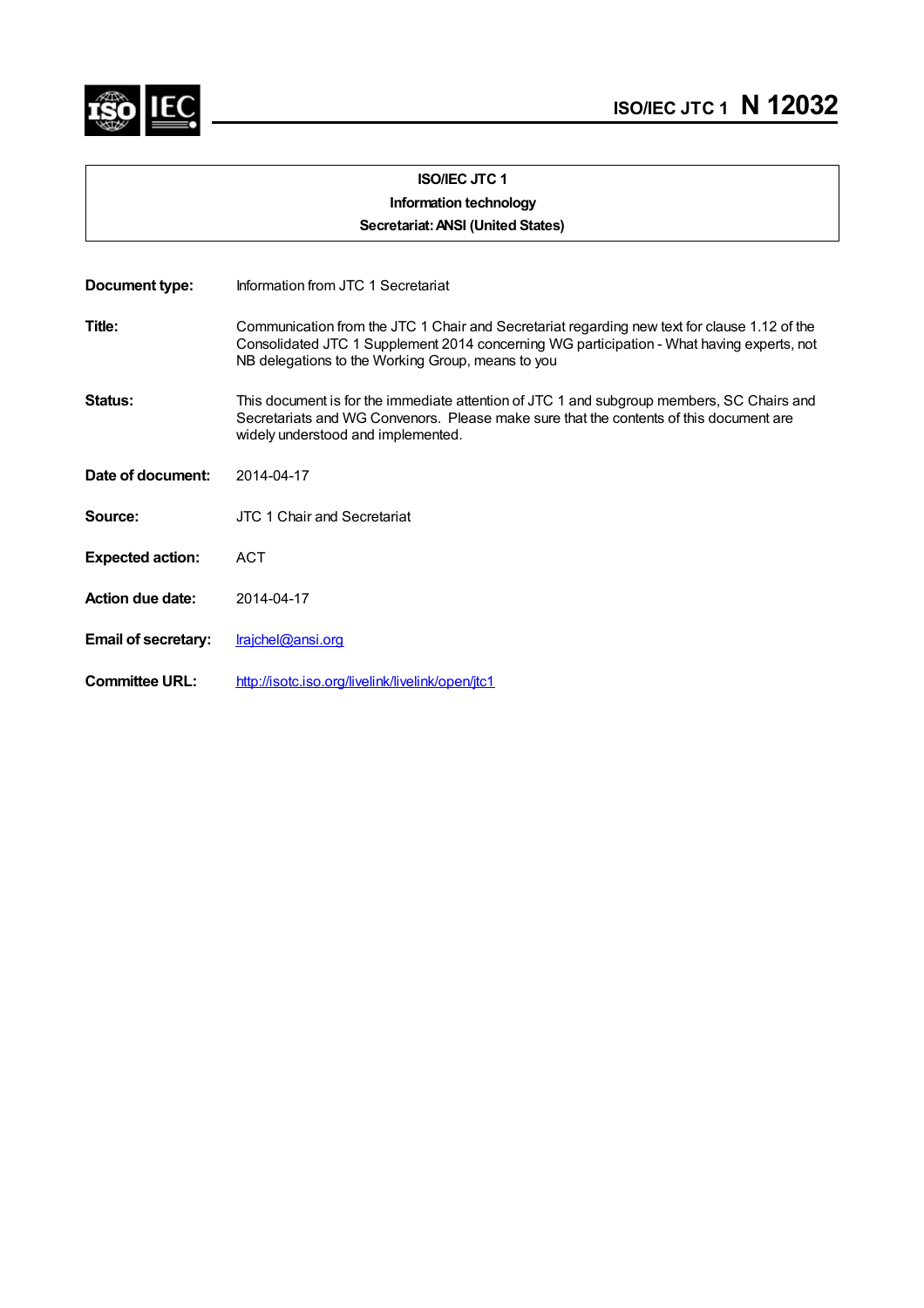# ISO/IEC JTC 1 N 12032

**ISO/IEC JTC 1**
**Information technology**
**Secretariat: ANSI (United States)**

**Document type:** Information from JTC 1 Secretariat

**Title:** Communication from the JTC 1 Chair and Secretariat regarding new text for clause 1.12 of the Consolidated JTC 1 Supplement 2014 concerning WG participation - What having experts, not NB delegations to the Working Group, means to you

**Status:** This document is for the immediate attention of JTC 1 and subgroup members, SC Chairs and Secretariats and WG Convenors. Please make sure that the contents of this document are widely understood and implemented.

**Date of document:** 2014-04-17

**Source:** JTC 1 Chair and Secretariat

**Expected action:** ACT

**Action due date:** 2014-04-17

**Email of secretary:** lrajchel@ansi.org

**Committee URL:** http://isotc.iso.org/livelink/livelink/open/jtc1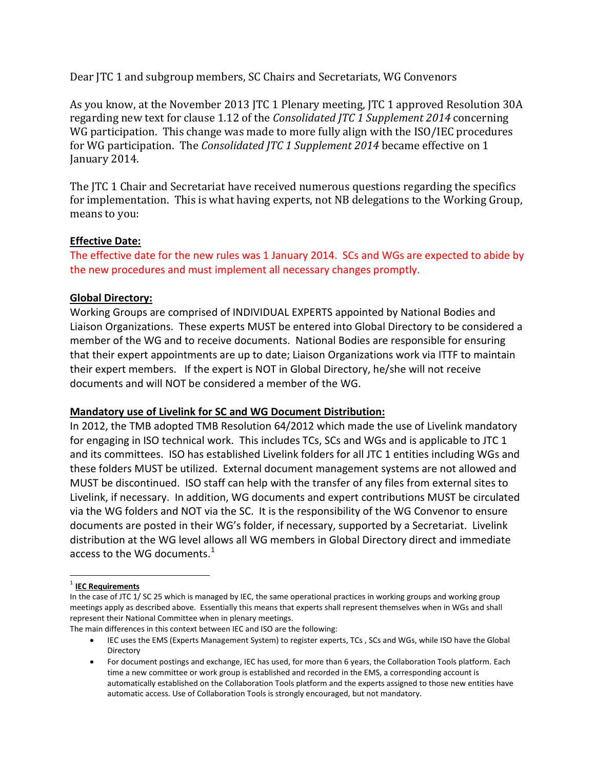Dear JTC 1 and subgroup members, SC Chairs and Secretariats, WG Convenors

As you know, at the November 2013 JTC 1 Plenary meeting, JTC 1 approved Resolution 30A regarding new text for clause 1.12 of the *Consolidated JTC 1 Supplement 2014* concerning WG participation. This change was made to more fully align with the ISO/IEC procedures for WG participation. The *Consolidated JTC 1 Supplement 2014* became effective on 1 January 2014.

The JTC 1 Chair and Secretariat have received numerous questions regarding the specifics for implementation. This is what having experts, not NB delegations to the Working Group, means to you:

**Effective Date:**

The effective date for the new rules was 1 January 2014. SCs and WGs are expected to abide by the new procedures and must implement all necessary changes promptly.

**Global Directory:**

Working Groups are comprised of INDIVIDUAL EXPERTS appointed by National Bodies and Liaison Organizations. These experts MUST be entered into Global Directory to be considered a member of the WG and to receive documents. National Bodies are responsible for ensuring that their expert appointments are up to date; Liaison Organizations work via ITTF to maintain their expert members. If the expert is NOT in Global Directory, he/she will not receive documents and will NOT be considered a member of the WG.

**Mandatory use of Livelink for SC and WG Document Distribution:**

In 2012, the TMB adopted TMB Resolution 64/2012 which made the use of Livelink mandatory for engaging in ISO technical work. This includes TCs, SCs and WGs and is applicable to JTC 1 and its committees. ISO has established Livelink folders for all JTC 1 entities including WGs and these folders MUST be utilized. External document management systems are not allowed and MUST be discontinued. ISO staff can help with the transfer of any files from external sites to Livelink, if necessary. In addition, WG documents and expert contributions MUST be circulated via the WG folders and NOT via the SC. It is the responsibility of the WG Convenor to ensure documents are posted in their WG's folder, if necessary, supported by a Secretariat. Livelink distribution at the WG level allows all WG members in Global Directory direct and immediate access to the WG documents.[1]

---

[1] **IEC Requirements**

In the case of JTC 1/ SC 25 which is managed by IEC, the same operational practices in working groups and working group meetings apply as described above. Essentially this means that experts shall represent themselves when in WGs and shall represent their National Committee when in plenary meetings.

The main differences in this context between IEC and ISO are the following:

- IEC uses the EMS (Experts Management System) to register experts, TCs , SCs and WGs, while ISO have the Global Directory
- For document postings and exchange, IEC has used, for more than 6 years, the Collaboration Tools platform. Each time a new committee or work group is established and recorded in the EMS, a corresponding account is automatically established on the Collaboration Tools platform and the experts assigned to those new entities have automatic access. Use of Collaboration Tools is strongly encouraged, but not mandatory.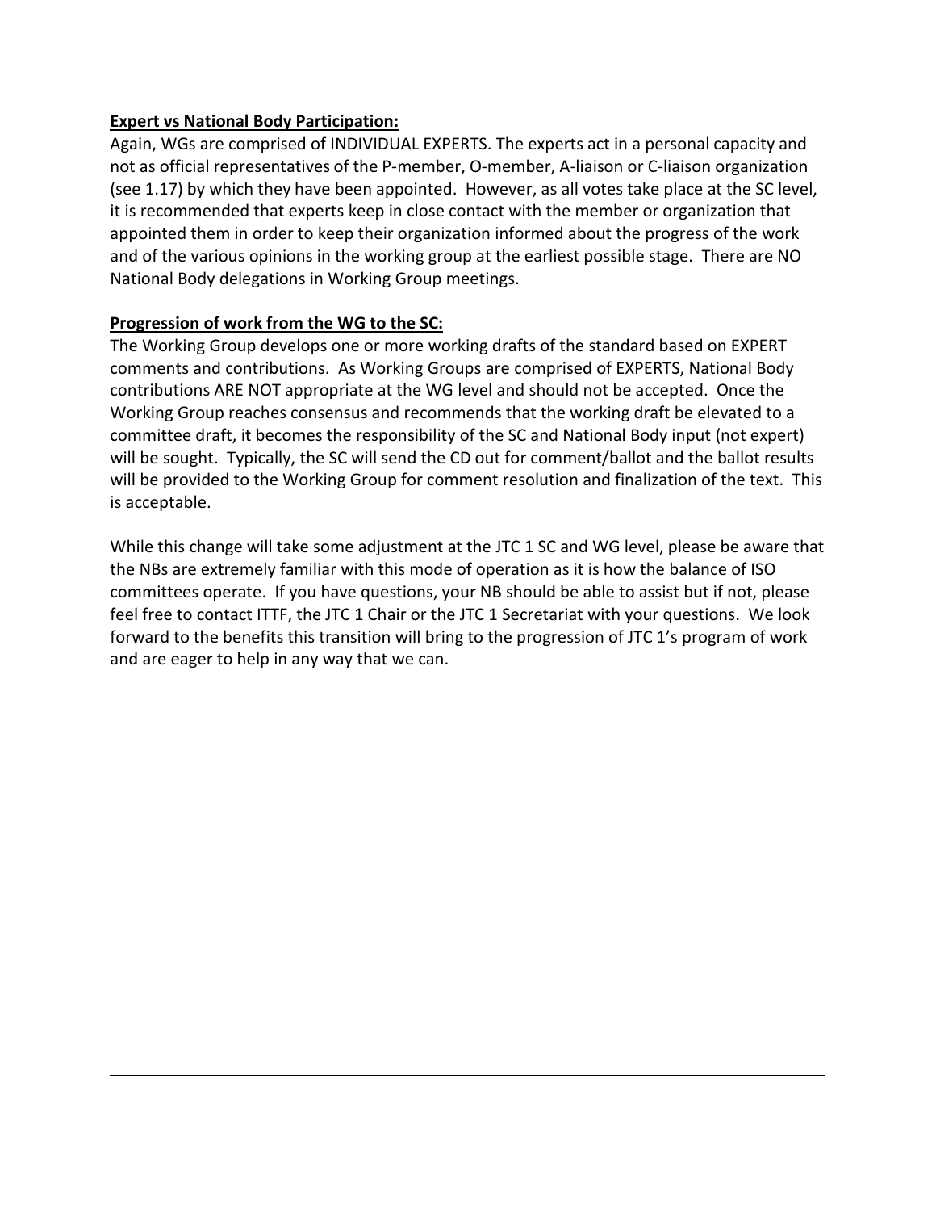**Expert vs National Body Participation:**

Again, WGs are comprised of INDIVIDUAL EXPERTS. The experts act in a personal capacity and not as official representatives of the P-member, O-member, A-liaison or C-liaison organization (see 1.17) by which they have been appointed. However, as all votes take place at the SC level, it is recommended that experts keep in close contact with the member or organization that appointed them in order to keep their organization informed about the progress of the work and of the various opinions in the working group at the earliest possible stage. There are NO National Body delegations in Working Group meetings.

**Progression of work from the WG to the SC:**

The Working Group develops one or more working drafts of the standard based on EXPERT comments and contributions. As Working Groups are comprised of EXPERTS, National Body contributions ARE NOT appropriate at the WG level and should not be accepted. Once the Working Group reaches consensus and recommends that the working draft be elevated to a committee draft, it becomes the responsibility of the SC and National Body input (not expert) will be sought. Typically, the SC will send the CD out for comment/ballot and the ballot results will be provided to the Working Group for comment resolution and finalization of the text. This is acceptable.

While this change will take some adjustment at the JTC 1 SC and WG level, please be aware that the NBs are extremely familiar with this mode of operation as it is how the balance of ISO committees operate. If you have questions, your NB should be able to assist but if not, please feel free to contact ITTF, the JTC 1 Chair or the JTC 1 Secretariat with your questions. We look forward to the benefits this transition will bring to the progression of JTC 1's program of work and are eager to help in any way that we can.